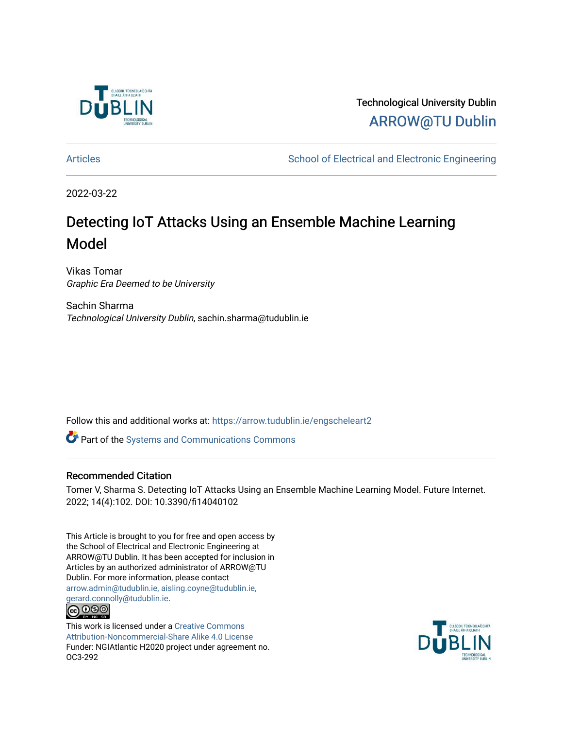Technological University Dublin

ARROW@TU Dublin

Articles | School of Electrical and Electronic Engineering

2022-03-22

# Detecting IoT Attacks Using an Ensemble Machine Learning Model

Vikas Tomar
*Graphic Era Deemed to be University*

Sachin Sharma
*Technological University Dublin*, sachin.sharma@tudublin.ie

Follow this and additional works at: https://arrow.tudublin.ie/engscheleart2

Part of the Systems and Communications Commons

## Recommended Citation

Tomer V, Sharma S. Detecting IoT Attacks Using an Ensemble Machine Learning Model. Future Internet. 2022; 14(4):102. DOI: 10.3390/fi14040102

This Article is brought to you for free and open access by the School of Electrical and Electronic Engineering at ARROW@TU Dublin. It has been accepted for inclusion in Articles by an authorized administrator of ARROW@TU Dublin. For more information, please contact arrow.admin@tudublin.ie, aisling.coyne@tudublin.ie, gerard.connolly@tudublin.ie.

This work is licensed under a Creative Commons Attribution-Noncommercial-Share Alike 4.0 License
Funder: NGIAtlantic H2020 project under agreement no. OC3-292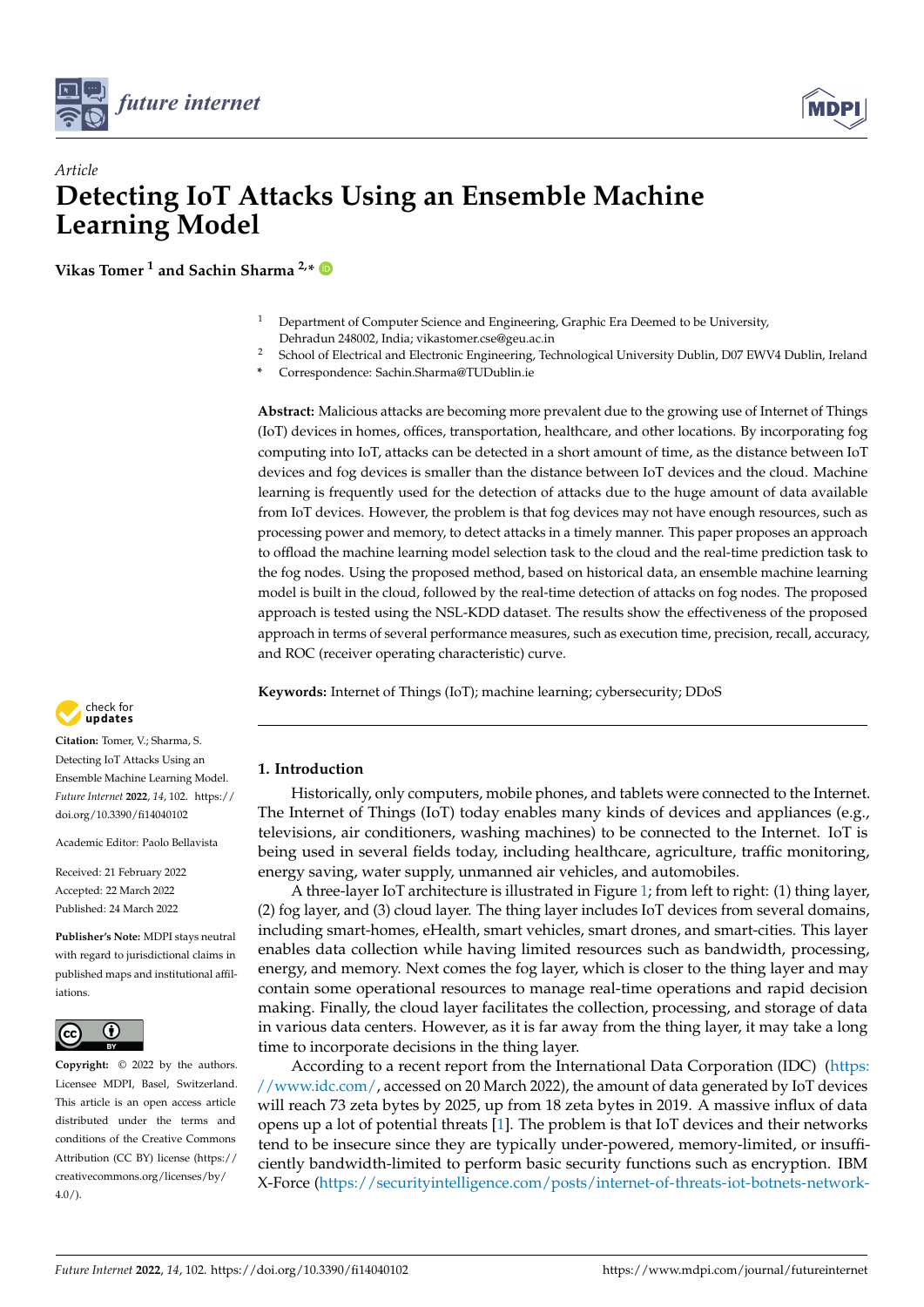# Article

# Detecting IoT Attacks Using an Ensemble Machine Learning Model

**Vikas Tomer** [1] **and Sachin Sharma** [2,*]

[1] Department of Computer Science and Engineering, Graphic Era Deemed to be University, Dehradun 248002, India; vikastomer.cse@geu.ac.in

[2] School of Electrical and Electronic Engineering, Technological University Dublin, D07 EWV4 Dublin, Ireland

\* Correspondence: Sachin.Sharma@TUDublin.ie

**Abstract:** Malicious attacks are becoming more prevalent due to the growing use of Internet of Things (IoT) devices in homes, offices, transportation, healthcare, and other locations. By incorporating fog computing into IoT, attacks can be detected in a short amount of time, as the distance between IoT devices and fog devices is smaller than the distance between IoT devices and the cloud. Machine learning is frequently used for the detection of attacks due to the huge amount of data available from IoT devices. However, the problem is that fog devices may not have enough resources, such as processing power and memory, to detect attacks in a timely manner. This paper proposes an approach to offload the machine learning model selection task to the cloud and the real-time prediction task to the fog nodes. Using the proposed method, based on historical data, an ensemble machine learning model is built in the cloud, followed by the real-time detection of attacks on fog nodes. The proposed approach is tested using the NSL-KDD dataset. The results show the effectiveness of the proposed approach in terms of several performance measures, such as execution time, precision, recall, accuracy, and ROC (receiver operating characteristic) curve.

**Keywords:** Internet of Things (IoT); machine learning; cybersecurity; DDoS

**Citation:** Tomer, V.; Sharma, S. Detecting IoT Attacks Using an Ensemble Machine Learning Model. *Future Internet* **2022**, *14*, 102. https://doi.org/10.3390/fi14040102

Academic Editor: Paolo Bellavista

Received: 21 February 2022
Accepted: 22 March 2022
Published: 24 March 2022

**Publisher's Note:** MDPI stays neutral with regard to jurisdictional claims in published maps and institutional affiliations.

**Copyright:** © 2022 by the authors. Licensee MDPI, Basel, Switzerland. This article is an open access article distributed under the terms and conditions of the Creative Commons Attribution (CC BY) license (https://creativecommons.org/licenses/by/4.0/).

## 1. Introduction

Historically, only computers, mobile phones, and tablets were connected to the Internet. The Internet of Things (IoT) today enables many kinds of devices and appliances (e.g., televisions, air conditioners, washing machines) to be connected to the Internet. IoT is being used in several fields today, including healthcare, agriculture, traffic monitoring, energy saving, water supply, unmanned air vehicles, and automobiles.

A three-layer IoT architecture is illustrated in Figure 1; from left to right: (1) thing layer, (2) fog layer, and (3) cloud layer. The thing layer includes IoT devices from several domains, including smart-homes, eHealth, smart vehicles, smart drones, and smart-cities. This layer enables data collection while having limited resources such as bandwidth, processing, energy, and memory. Next comes the fog layer, which is closer to the thing layer and may contain some operational resources to manage real-time operations and rapid decision making. Finally, the cloud layer facilitates the collection, processing, and storage of data in various data centers. However, as it is far away from the thing layer, it may take a long time to incorporate decisions in the thing layer.

According to a recent report from the International Data Corporation (IDC) (https://www.idc.com/, accessed on 20 March 2022), the amount of data generated by IoT devices will reach 73 zeta bytes by 2025, up from 18 zeta bytes in 2019. A massive influx of data opens up a lot of potential threats [1]. The problem is that IoT devices and their networks tend to be insecure since they are typically under-powered, memory-limited, or insufficiently bandwidth-limited to perform basic security functions such as encryption. IBM X-Force (https://securityintelligence.com/posts/internet-of-threats-iot-botnets-network-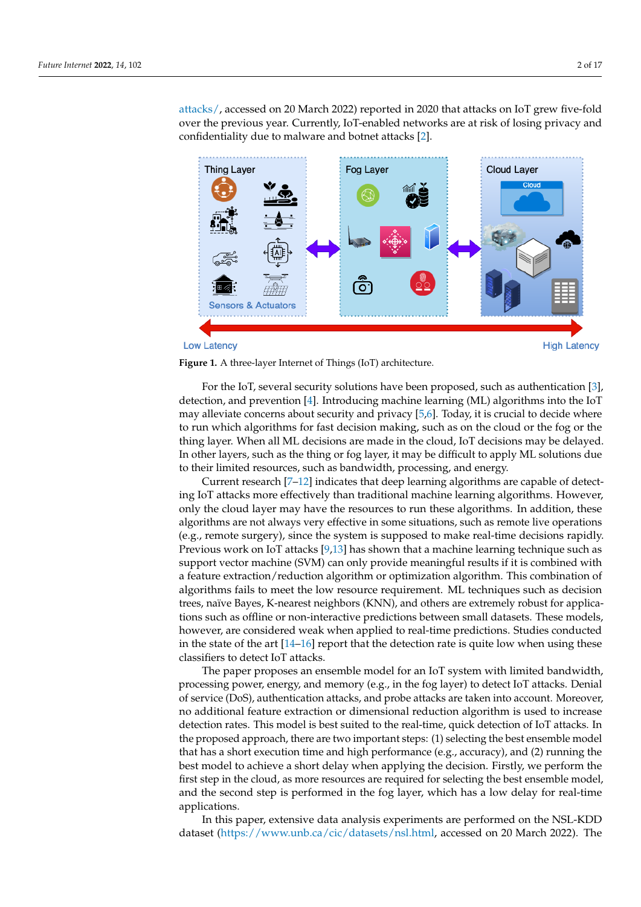attacks/, accessed on 20 March 2022) reported in 2020 that attacks on IoT grew five-fold over the previous year. Currently, IoT-enabled networks are at risk of losing privacy and confidentiality due to malware and botnet attacks [2].

**Figure 1.** A three-layer Internet of Things (IoT) architecture.

For the IoT, several security solutions have been proposed, such as authentication [3], detection, and prevention [4]. Introducing machine learning (ML) algorithms into the IoT may alleviate concerns about security and privacy [5,6]. Today, it is crucial to decide where to run which algorithms for fast decision making, such as on the cloud or the fog or the thing layer. When all ML decisions are made in the cloud, IoT decisions may be delayed. In other layers, such as the thing or fog layer, it may be difficult to apply ML solutions due to their limited resources, such as bandwidth, processing, and energy.

Current research [7–12] indicates that deep learning algorithms are capable of detecting IoT attacks more effectively than traditional machine learning algorithms. However, only the cloud layer may have the resources to run these algorithms. In addition, these algorithms are not always very effective in some situations, such as remote live operations (e.g., remote surgery), since the system is supposed to make real-time decisions rapidly. Previous work on IoT attacks [9,13] has shown that a machine learning technique such as support vector machine (SVM) can only provide meaningful results if it is combined with a feature extraction/reduction algorithm or optimization algorithm. This combination of algorithms fails to meet the low resource requirement. ML techniques such as decision trees, naïve Bayes, K-nearest neighbors (KNN), and others are extremely robust for applications such as offline or non-interactive predictions between small datasets. These models, however, are considered weak when applied to real-time predictions. Studies conducted in the state of the art [14–16] report that the detection rate is quite low when using these classifiers to detect IoT attacks.

The paper proposes an ensemble model for an IoT system with limited bandwidth, processing power, energy, and memory (e.g., in the fog layer) to detect IoT attacks. Denial of service (DoS), authentication attacks, and probe attacks are taken into account. Moreover, no additional feature extraction or dimensional reduction algorithm is used to increase detection rates. This model is best suited to the real-time, quick detection of IoT attacks. In the proposed approach, there are two important steps: (1) selecting the best ensemble model that has a short execution time and high performance (e.g., accuracy), and (2) running the best model to achieve a short delay when applying the decision. Firstly, we perform the first step in the cloud, as more resources are required for selecting the best ensemble model, and the second step is performed in the fog layer, which has a low delay for real-time applications.

In this paper, extensive data analysis experiments are performed on the NSL-KDD dataset (https://www.unb.ca/cic/datasets/nsl.html, accessed on 20 March 2022). The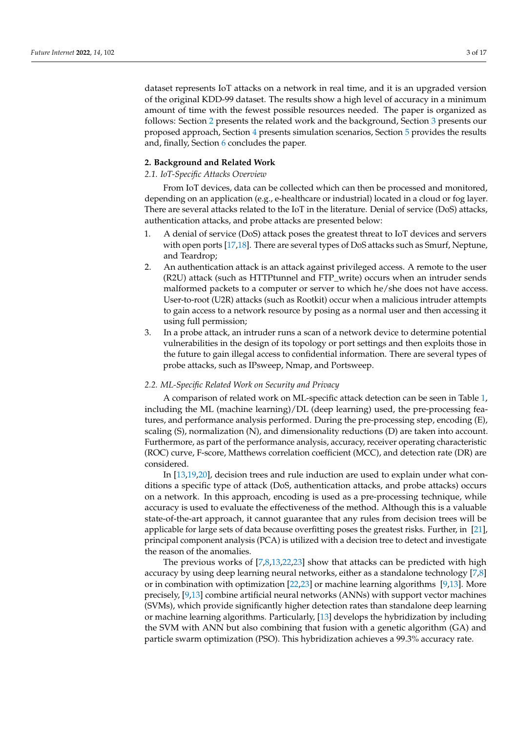dataset represents IoT attacks on a network in real time, and it is an upgraded version of the original KDD-99 dataset. The results show a high level of accuracy in a minimum amount of time with the fewest possible resources needed. The paper is organized as follows: Section 2 presents the related work and the background, Section 3 presents our proposed approach, Section 4 presents simulation scenarios, Section 5 provides the results and, finally, Section 6 concludes the paper.

## 2. Background and Related Work

### *2.1. IoT-Specific Attacks Overview*

From IoT devices, data can be collected which can then be processed and monitored, depending on an application (e.g., e-healthcare or industrial) located in a cloud or fog layer. There are several attacks related to the IoT in the literature. Denial of service (DoS) attacks, authentication attacks, and probe attacks are presented below:

1. A denial of service (DoS) attack poses the greatest threat to IoT devices and servers with open ports [17,18]. There are several types of DoS attacks such as Smurf, Neptune, and Teardrop;
2. An authentication attack is an attack against privileged access. A remote to the user (R2U) attack (such as HTTPtunnel and FTP_write) occurs when an intruder sends malformed packets to a computer or server to which he/she does not have access. User-to-root (U2R) attacks (such as Rootkit) occur when a malicious intruder attempts to gain access to a network resource by posing as a normal user and then accessing it using full permission;
3. In a probe attack, an intruder runs a scan of a network device to determine potential vulnerabilities in the design of its topology or port settings and then exploits those in the future to gain illegal access to confidential information. There are several types of probe attacks, such as IPsweep, Nmap, and Portsweep.

### *2.2. ML-Specific Related Work on Security and Privacy*

A comparison of related work on ML-specific attack detection can be seen in Table 1, including the ML (machine learning)/DL (deep learning) used, the pre-processing features, and performance analysis performed. During the pre-processing step, encoding (E), scaling (S), normalization (N), and dimensionality reductions (D) are taken into account. Furthermore, as part of the performance analysis, accuracy, receiver operating characteristic (ROC) curve, F-score, Matthews correlation coefficient (MCC), and detection rate (DR) are considered.

In [13,19,20], decision trees and rule induction are used to explain under what conditions a specific type of attack (DoS, authentication attacks, and probe attacks) occurs on a network. In this approach, encoding is used as a pre-processing technique, while accuracy is used to evaluate the effectiveness of the method. Although this is a valuable state-of-the-art approach, it cannot guarantee that any rules from decision trees will be applicable for large sets of data because overfitting poses the greatest risks. Further, in [21], principal component analysis (PCA) is utilized with a decision tree to detect and investigate the reason of the anomalies.

The previous works of [7,8,13,22,23] show that attacks can be predicted with high accuracy by using deep learning neural networks, either as a standalone technology [7,8] or in combination with optimization [22,23] or machine learning algorithms [9,13]. More precisely, [9,13] combine artificial neural networks (ANNs) with support vector machines (SVMs), which provide significantly higher detection rates than standalone deep learning or machine learning algorithms. Particularly, [13] develops the hybridization by including the SVM with ANN but also combining that fusion with a genetic algorithm (GA) and particle swarm optimization (PSO). This hybridization achieves a 99.3% accuracy rate.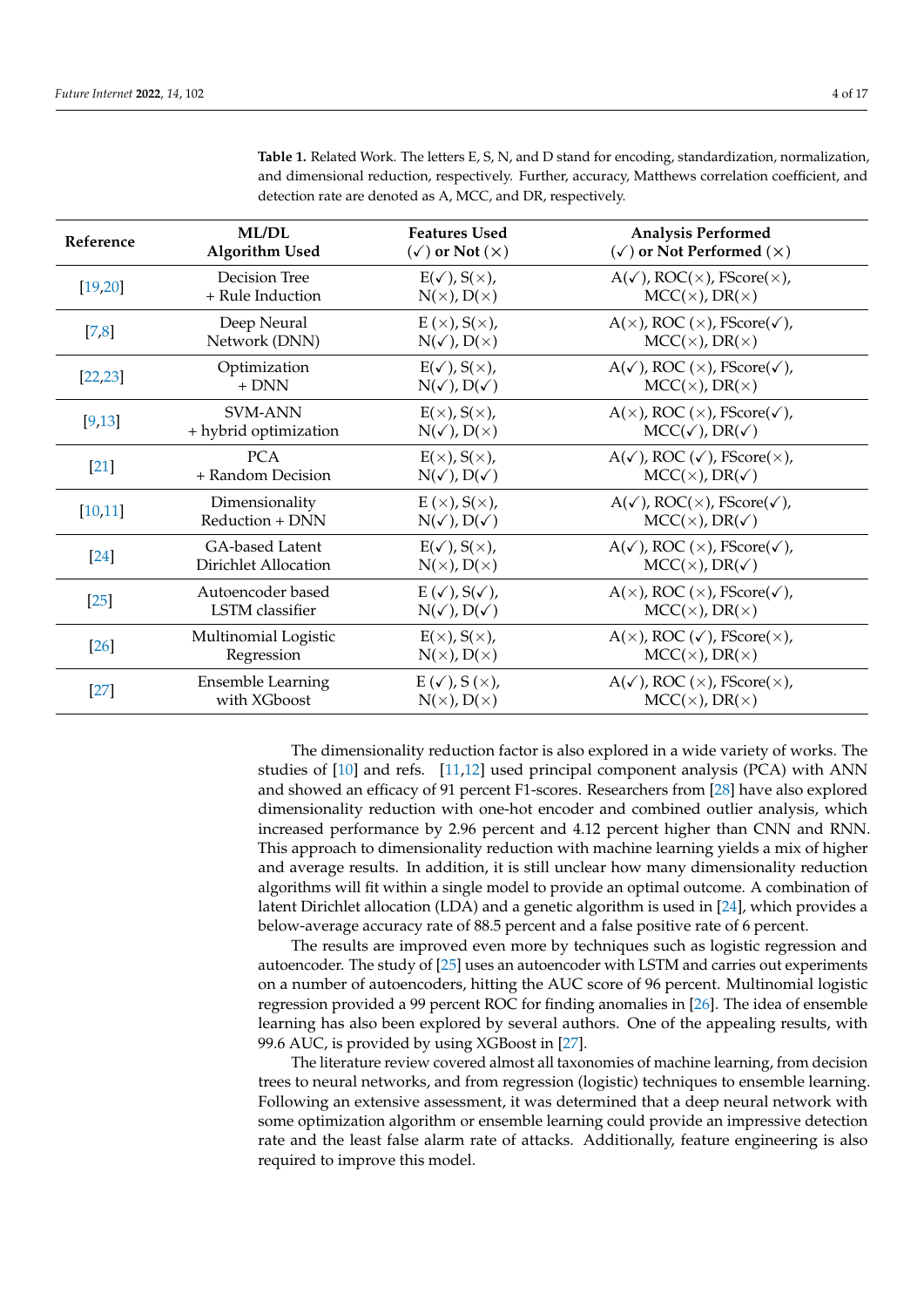**Table 1.** Related Work. The letters E, S, N, and D stand for encoding, standardization, normalization, and dimensional reduction, respectively. Further, accuracy, Matthews correlation coefficient, and detection rate are denoted as A, MCC, and DR, respectively.

| Reference | ML/DL Algorithm Used | Features Used (✓) or Not (×) | Analysis Performed (✓) or Not Performed (×) |
|---|---|---|---|
| [19,20] | Decision Tree + Rule Induction | E(✓), S(×), N(×), D(×) | A(✓), ROC(×), FScore(×), MCC(×), DR(×) |
| [7,8] | Deep Neural Network (DNN) | E (×), S(×), N(✓), D(×) | A(×), ROC (×), FScore(✓), MCC(×), DR(×) |
| [22,23] | Optimization + DNN | E(✓), S(×), N(✓), D(✓) | A(✓), ROC (×), FScore(✓), MCC(×), DR(×) |
| [9,13] | SVM-ANN + hybrid optimization | E(×), S(×), N(✓), D(×) | A(×), ROC (×), FScore(✓), MCC(✓), DR(✓) |
| [21] | PCA + Random Decision | E(×), S(×), N(✓), D(✓) | A(✓), ROC (✓), FScore(×), MCC(×), DR(✓) |
| [10,11] | Dimensionality Reduction + DNN | E (×), S(×), N(✓), D(✓) | A(✓), ROC(×), FScore(✓), MCC(×), DR(✓) |
| [24] | GA-based Latent Dirichlet Allocation | E(✓), S(×), N(×), D(×) | A(✓), ROC (×), FScore(✓), MCC(×), DR(✓) |
| [25] | Autoencoder based LSTM classifier | E (✓), S(✓), N(✓), D(✓) | A(×), ROC (×), FScore(✓), MCC(×), DR(×) |
| [26] | Multinomial Logistic Regression | E(×), S(×), N(×), D(×) | A(×), ROC (✓), FScore(×), MCC(×), DR(×) |
| [27] | Ensemble Learning with XGboost | E (✓), S (×), N(×), D(×) | A(✓), ROC (×), FScore(×), MCC(×), DR(×) |

The dimensionality reduction factor is also explored in a wide variety of works. The studies of [10] and refs. [11,12] used principal component analysis (PCA) with ANN and showed an efficacy of 91 percent F1-scores. Researchers from [28] have also explored dimensionality reduction with one-hot encoder and combined outlier analysis, which increased performance by 2.96 percent and 4.12 percent higher than CNN and RNN. This approach to dimensionality reduction with machine learning yields a mix of higher and average results. In addition, it is still unclear how many dimensionality reduction algorithms will fit within a single model to provide an optimal outcome. A combination of latent Dirichlet allocation (LDA) and a genetic algorithm is used in [24], which provides a below-average accuracy rate of 88.5 percent and a false positive rate of 6 percent.

The results are improved even more by techniques such as logistic regression and autoencoder. The study of [25] uses an autoencoder with LSTM and carries out experiments on a number of autoencoders, hitting the AUC score of 96 percent. Multinomial logistic regression provided a 99 percent ROC for finding anomalies in [26]. The idea of ensemble learning has also been explored by several authors. One of the appealing results, with 99.6 AUC, is provided by using XGBoost in [27].

The literature review covered almost all taxonomies of machine learning, from decision trees to neural networks, and from regression (logistic) techniques to ensemble learning. Following an extensive assessment, it was determined that a deep neural network with some optimization algorithm or ensemble learning could provide an impressive detection rate and the least false alarm rate of attacks. Additionally, feature engineering is also required to improve this model.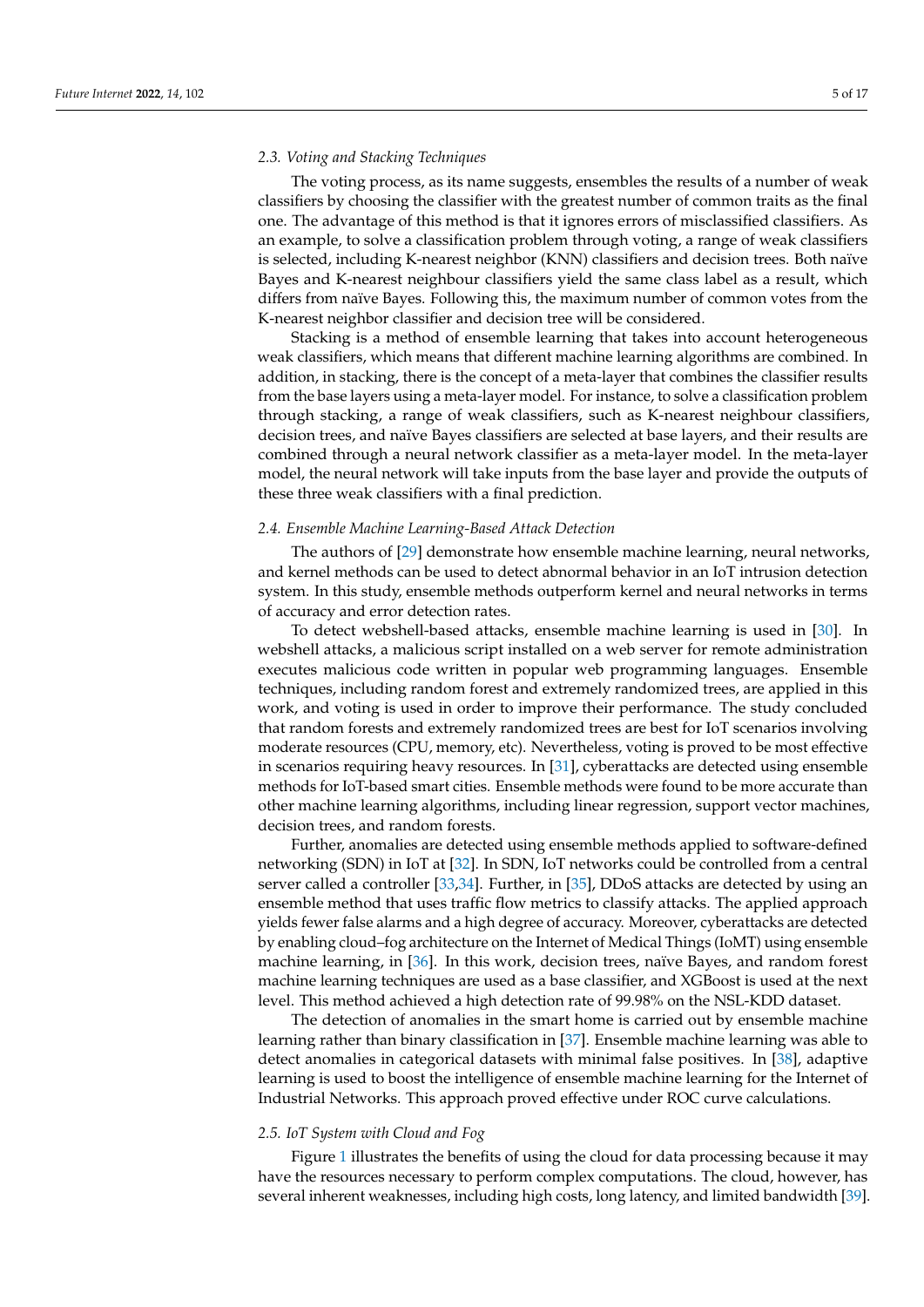### 2.3. Voting and Stacking Techniques

The voting process, as its name suggests, ensembles the results of a number of weak classifiers by choosing the classifier with the greatest number of common traits as the final one. The advantage of this method is that it ignores errors of misclassified classifiers. As an example, to solve a classification problem through voting, a range of weak classifiers is selected, including K-nearest neighbor (KNN) classifiers and decision trees. Both naïve Bayes and K-nearest neighbour classifiers yield the same class label as a result, which differs from naïve Bayes. Following this, the maximum number of common votes from the K-nearest neighbor classifier and decision tree will be considered.

Stacking is a method of ensemble learning that takes into account heterogeneous weak classifiers, which means that different machine learning algorithms are combined. In addition, in stacking, there is the concept of a meta-layer that combines the classifier results from the base layers using a meta-layer model. For instance, to solve a classification problem through stacking, a range of weak classifiers, such as K-nearest neighbour classifiers, decision trees, and naïve Bayes classifiers are selected at base layers, and their results are combined through a neural network classifier as a meta-layer model. In the meta-layer model, the neural network will take inputs from the base layer and provide the outputs of these three weak classifiers with a final prediction.

### 2.4. Ensemble Machine Learning-Based Attack Detection

The authors of [29] demonstrate how ensemble machine learning, neural networks, and kernel methods can be used to detect abnormal behavior in an IoT intrusion detection system. In this study, ensemble methods outperform kernel and neural networks in terms of accuracy and error detection rates.

To detect webshell-based attacks, ensemble machine learning is used in [30]. In webshell attacks, a malicious script installed on a web server for remote administration executes malicious code written in popular web programming languages. Ensemble techniques, including random forest and extremely randomized trees, are applied in this work, and voting is used in order to improve their performance. The study concluded that random forests and extremely randomized trees are best for IoT scenarios involving moderate resources (CPU, memory, etc). Nevertheless, voting is proved to be most effective in scenarios requiring heavy resources. In [31], cyberattacks are detected using ensemble methods for IoT-based smart cities. Ensemble methods were found to be more accurate than other machine learning algorithms, including linear regression, support vector machines, decision trees, and random forests.

Further, anomalies are detected using ensemble methods applied to software-defined networking (SDN) in IoT at [32]. In SDN, IoT networks could be controlled from a central server called a controller [33,34]. Further, in [35], DDoS attacks are detected by using an ensemble method that uses traffic flow metrics to classify attacks. The applied approach yields fewer false alarms and a high degree of accuracy. Moreover, cyberattacks are detected by enabling cloud–fog architecture on the Internet of Medical Things (IoMT) using ensemble machine learning, in [36]. In this work, decision trees, naïve Bayes, and random forest machine learning techniques are used as a base classifier, and XGBoost is used at the next level. This method achieved a high detection rate of 99.98% on the NSL-KDD dataset.

The detection of anomalies in the smart home is carried out by ensemble machine learning rather than binary classification in [37]. Ensemble machine learning was able to detect anomalies in categorical datasets with minimal false positives. In [38], adaptive learning is used to boost the intelligence of ensemble machine learning for the Internet of Industrial Networks. This approach proved effective under ROC curve calculations.

### 2.5. IoT System with Cloud and Fog

Figure 1 illustrates the benefits of using the cloud for data processing because it may have the resources necessary to perform complex computations. The cloud, however, has several inherent weaknesses, including high costs, long latency, and limited bandwidth [39].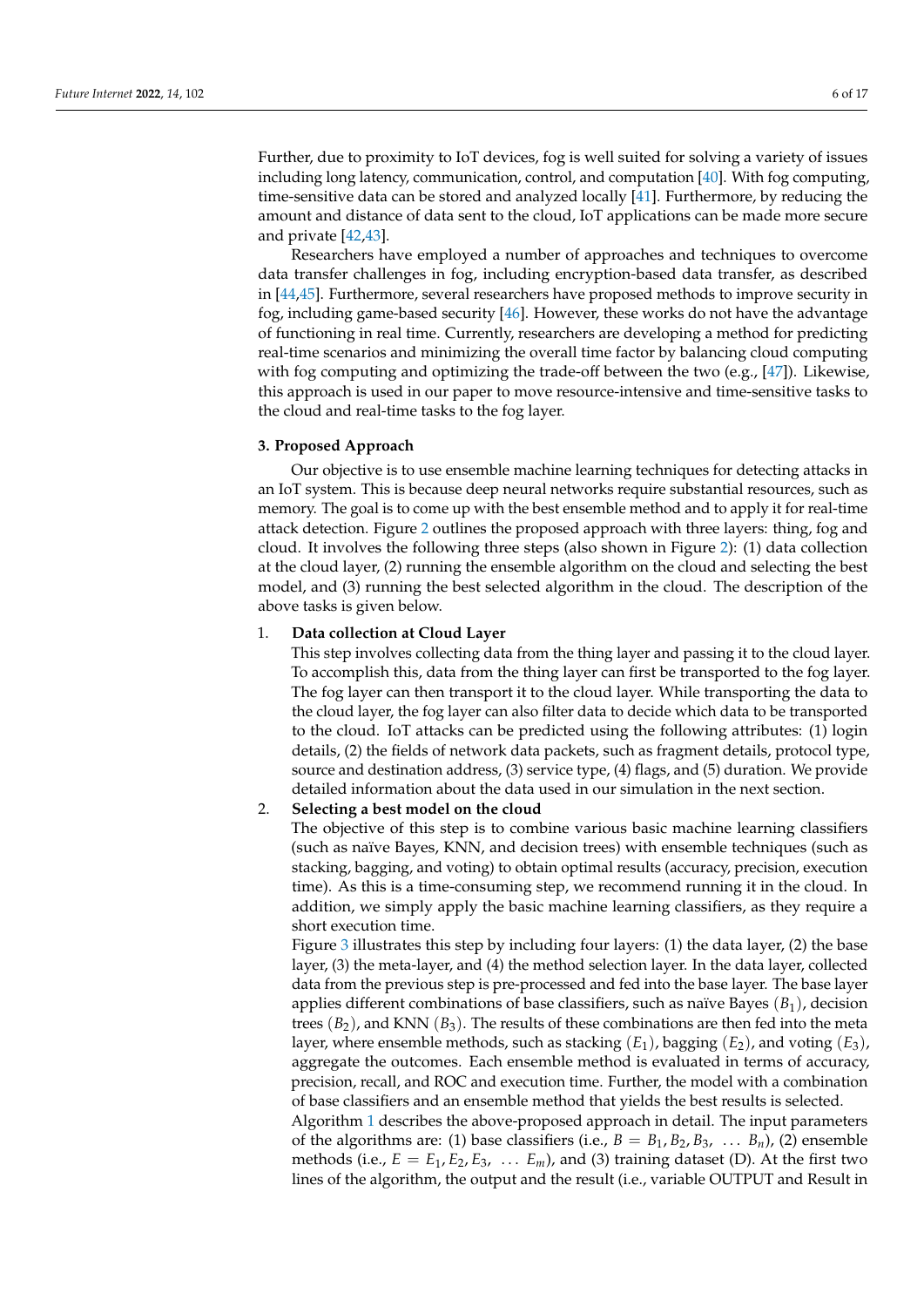Further, due to proximity to IoT devices, fog is well suited for solving a variety of issues including long latency, communication, control, and computation [40]. With fog computing, time-sensitive data can be stored and analyzed locally [41]. Furthermore, by reducing the amount and distance of data sent to the cloud, IoT applications can be made more secure and private [42,43].

Researchers have employed a number of approaches and techniques to overcome data transfer challenges in fog, including encryption-based data transfer, as described in [44,45]. Furthermore, several researchers have proposed methods to improve security in fog, including game-based security [46]. However, these works do not have the advantage of functioning in real time. Currently, researchers are developing a method for predicting real-time scenarios and minimizing the overall time factor by balancing cloud computing with fog computing and optimizing the trade-off between the two (e.g., [47]). Likewise, this approach is used in our paper to move resource-intensive and time-sensitive tasks to the cloud and real-time tasks to the fog layer.

## 3. Proposed Approach

Our objective is to use ensemble machine learning techniques for detecting attacks in an IoT system. This is because deep neural networks require substantial resources, such as memory. The goal is to come up with the best ensemble method and to apply it for real-time attack detection. Figure 2 outlines the proposed approach with three layers: thing, fog and cloud. It involves the following three steps (also shown in Figure 2): (1) data collection at the cloud layer, (2) running the ensemble algorithm on the cloud and selecting the best model, and (3) running the best selected algorithm in the cloud. The description of the above tasks is given below.

1. **Data collection at Cloud Layer**
   This step involves collecting data from the thing layer and passing it to the cloud layer. To accomplish this, data from the thing layer can first be transported to the fog layer. The fog layer can then transport it to the cloud layer. While transporting the data to the cloud layer, the fog layer can also filter data to decide which data to be transported to the cloud. IoT attacks can be predicted using the following attributes: (1) login details, (2) the fields of network data packets, such as fragment details, protocol type, source and destination address, (3) service type, (4) flags, and (5) duration. We provide detailed information about the data used in our simulation in the next section.
2. **Selecting a best model on the cloud**
   The objective of this step is to combine various basic machine learning classifiers (such as naïve Bayes, KNN, and decision trees) with ensemble techniques (such as stacking, bagging, and voting) to obtain optimal results (accuracy, precision, execution time). As this is a time-consuming step, we recommend running it in the cloud. In addition, we simply apply the basic machine learning classifiers, as they require a short execution time.
   Figure 3 illustrates this step by including four layers: (1) the data layer, (2) the base layer, (3) the meta-layer, and (4) the method selection layer. In the data layer, collected data from the previous step is pre-processed and fed into the base layer. The base layer applies different combinations of base classifiers, such as naïve Bayes ($B_1$), decision trees ($B_2$), and KNN ($B_3$). The results of these combinations are then fed into the meta layer, where ensemble methods, such as stacking ($E_1$), bagging ($E_2$), and voting ($E_3$), aggregate the outcomes. Each ensemble method is evaluated in terms of accuracy, precision, recall, and ROC and execution time. Further, the model with a combination of base classifiers and an ensemble method that yields the best results is selected.
   Algorithm 1 describes the above-proposed approach in detail. The input parameters of the algorithms are: (1) base classifiers (i.e., $B = B_1, B_2, B_3, \ldots B_n$), (2) ensemble methods (i.e., $E = E_1, E_2, E_3, \ldots E_m$), and (3) training dataset (D). At the first two lines of the algorithm, the output and the result (i.e., variable OUTPUT and Result in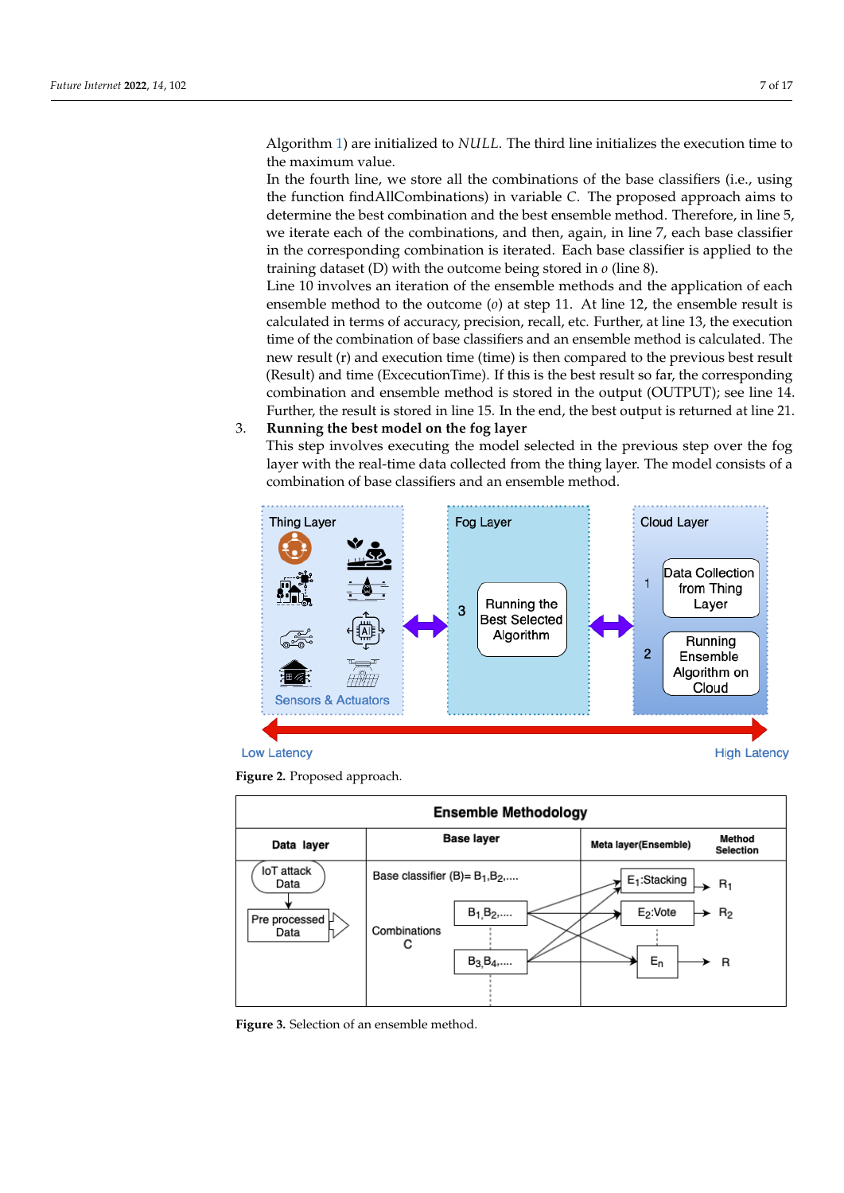Algorithm 1) are initialized to *NULL*. The third line initializes the execution time to the maximum value.

In the fourth line, we store all the combinations of the base classifiers (i.e., using the function findAllCombinations) in variable *C*. The proposed approach aims to determine the best combination and the best ensemble method. Therefore, in line 5, we iterate each of the combinations, and then, again, in line 7, each base classifier in the corresponding combination is iterated. Each base classifier is applied to the training dataset (D) with the outcome being stored in *o* (line 8).

Line 10 involves an iteration of the ensemble methods and the application of each ensemble method to the outcome (*o*) at step 11. At line 12, the ensemble result is calculated in terms of accuracy, precision, recall, etc. Further, at line 13, the execution time of the combination of base classifiers and an ensemble method is calculated. The new result (r) and execution time (time) is then compared to the previous best result (Result) and time (ExcecutionTime). If this is the best result so far, the corresponding combination and ensemble method is stored in the output (OUTPUT); see line 14. Further, the result is stored in line 15. In the end, the best output is returned at line 21.

3. **Running the best model on the fog layer**
   This step involves executing the model selected in the previous step over the fog layer with the real-time data collected from the thing layer. The model consists of a combination of base classifiers and an ensemble method.

**Figure 2.** Proposed approach.

**Figure 3.** Selection of an ensemble method.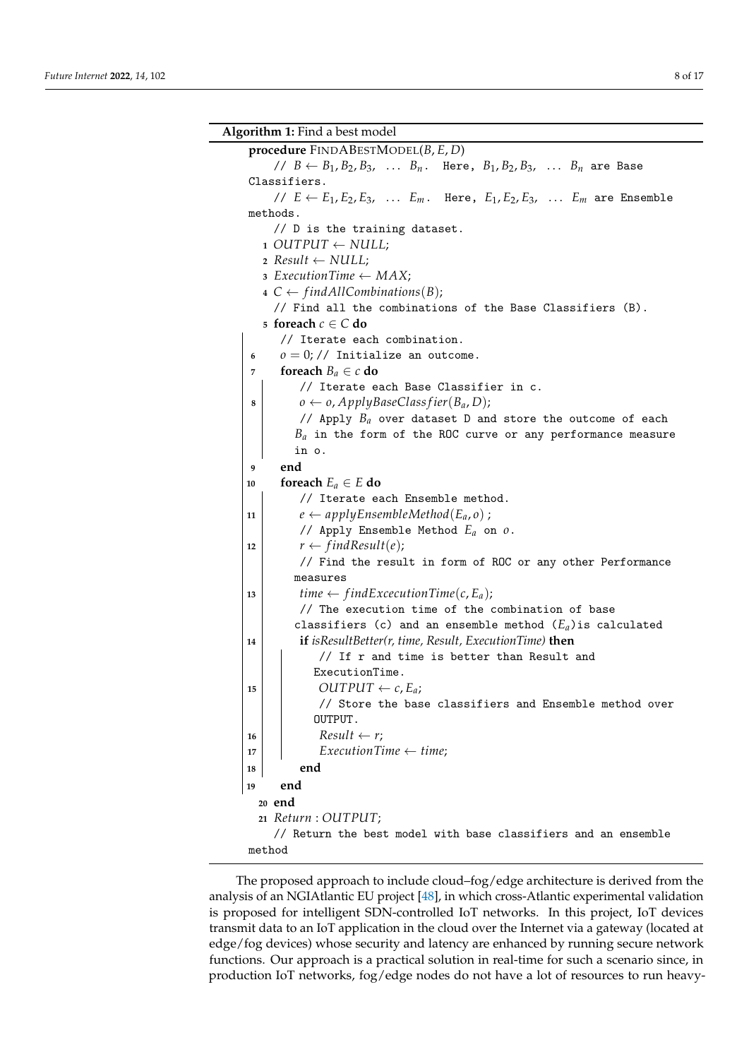**Algorithm 1:** Find a best model

```
procedure FINDABESTMODEL(B, E, D)
    // B ← B1, B2, B3, ... Bn. Here, B1, B2, B3, ... Bn are Base Classifiers.
    // E ← E1, E2, E3, ... Em. Here, E1, E2, E3, ... Em are Ensemble methods.
    // D is the training dataset.
 1  OUTPUT ← NULL;
 2  Result ← NULL;
 3  ExecutionTime ← MAX;
 4  C ← findAllCombinations(B);
    // Find all the combinations of the Base Classifiers (B).
 5  foreach c ∈ C do
        // Iterate each combination.
 6      o = 0; // Initialize an outcome.
 7      foreach Ba ∈ c do
            // Iterate each Base Classifier in c.
 8          o ← o, ApplyBaseClassfier(Ba, D);
            // Apply Ba over dataset D and store the outcome of each
            Ba in the form of the ROC curve or any performance measure
            in o.
 9      end
10      foreach Ea ∈ E do
            // Iterate each Ensemble method.
11          e ← applyEnsembleMethod(Ea, o) ;
            // Apply Ensemble Method Ea on o.
12          r ← findResult(e);
            // Find the result in form of ROC or any other Performance
            measures
13          time ← findExcecutionTime(c, Ea);
            // The execution time of the combination of base
            classifiers (c) and an ensemble method (Ea)is calculated
14          if isResultBetter(r, time, Result, ExecutionTime) then
                // If r and time is better than Result and
                ExecutionTime.
15              OUTPUT ← c, Ea;
                // Store the base classifiers and Ensemble method over
                OUTPUT.
16              Result ← r;
17              ExecutionTime ← time;
18          end
19      end
20  end
21  Return : OUTPUT;
    // Return the best model with base classifiers and an ensemble
    method
```

The proposed approach to include cloud–fog/edge architecture is derived from the analysis of an NGIAtlantic EU project [48], in which cross-Atlantic experimental validation is proposed for intelligent SDN-controlled IoT networks. In this project, IoT devices transmit data to an IoT application in the cloud over the Internet via a gateway (located at edge/fog devices) whose security and latency are enhanced by running secure network functions. Our approach is a practical solution in real-time for such a scenario since, in production IoT networks, fog/edge nodes do not have a lot of resources to run heavy-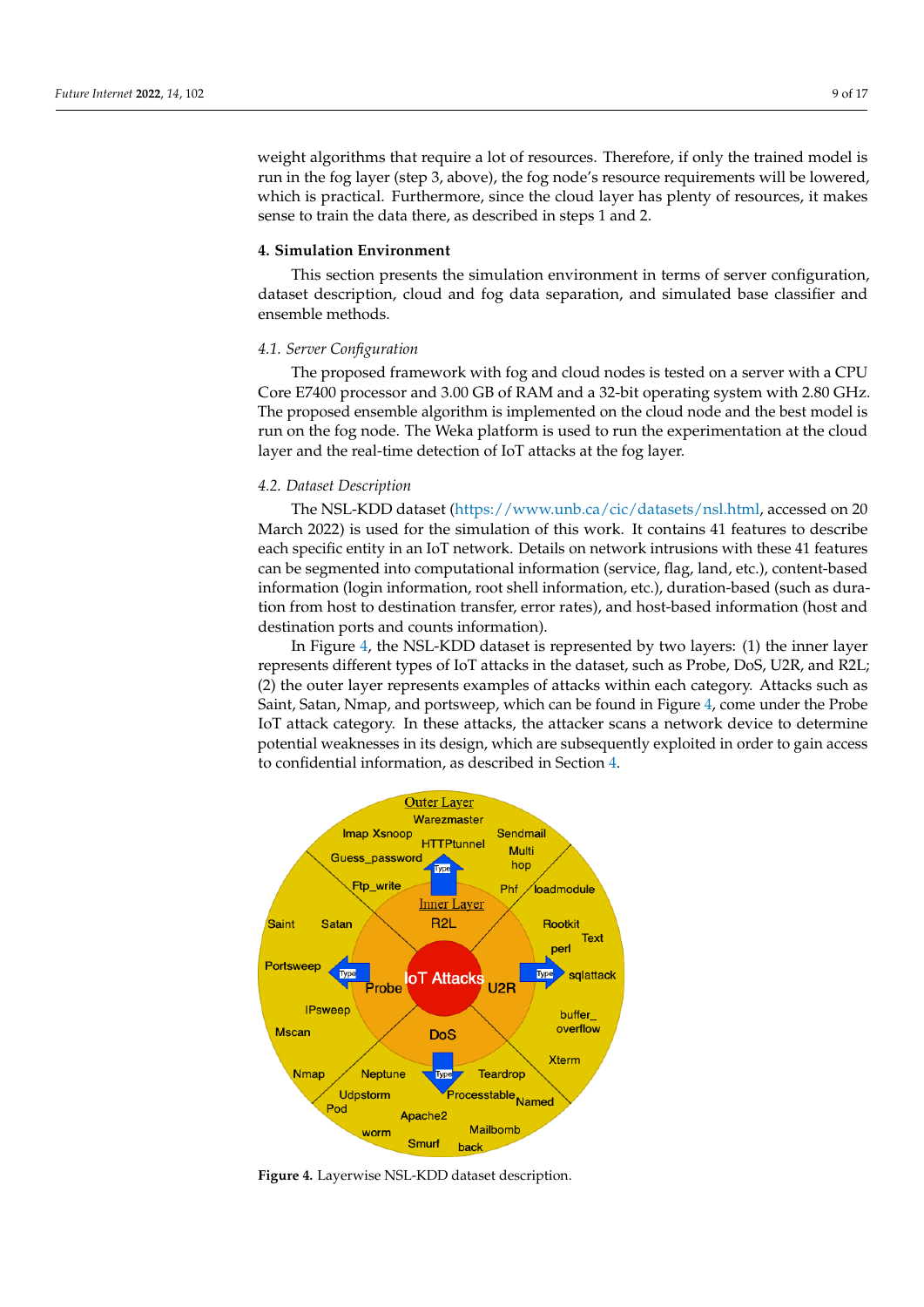weight algorithms that require a lot of resources. Therefore, if only the trained model is run in the fog layer (step 3, above), the fog node's resource requirements will be lowered, which is practical. Furthermore, since the cloud layer has plenty of resources, it makes sense to train the data there, as described in steps 1 and 2.

## 4. Simulation Environment

This section presents the simulation environment in terms of server configuration, dataset description, cloud and fog data separation, and simulated base classifier and ensemble methods.

### 4.1. Server Configuration

The proposed framework with fog and cloud nodes is tested on a server with a CPU Core E7400 processor and 3.00 GB of RAM and a 32-bit operating system with 2.80 GHz. The proposed ensemble algorithm is implemented on the cloud node and the best model is run on the fog node. The Weka platform is used to run the experimentation at the cloud layer and the real-time detection of IoT attacks at the fog layer.

### 4.2. Dataset Description

The NSL-KDD dataset (https://www.unb.ca/cic/datasets/nsl.html, accessed on 20 March 2022) is used for the simulation of this work. It contains 41 features to describe each specific entity in an IoT network. Details on network intrusions with these 41 features can be segmented into computational information (service, flag, land, etc.), content-based information (login information, root shell information, etc.), duration-based (such as duration from host to destination transfer, error rates), and host-based information (host and destination ports and counts information).

In Figure 4, the NSL-KDD dataset is represented by two layers: (1) the inner layer represents different types of IoT attacks in the dataset, such as Probe, DoS, U2R, and R2L; (2) the outer layer represents examples of attacks within each category. Attacks such as Saint, Satan, Nmap, and portsweep, which can be found in Figure 4, come under the Probe IoT attack category. In these attacks, the attacker scans a network device to determine potential weaknesses in its design, which are subsequently exploited in order to gain access to confidential information, as described in Section 4.

**Figure 4.** Layerwise NSL-KDD dataset description.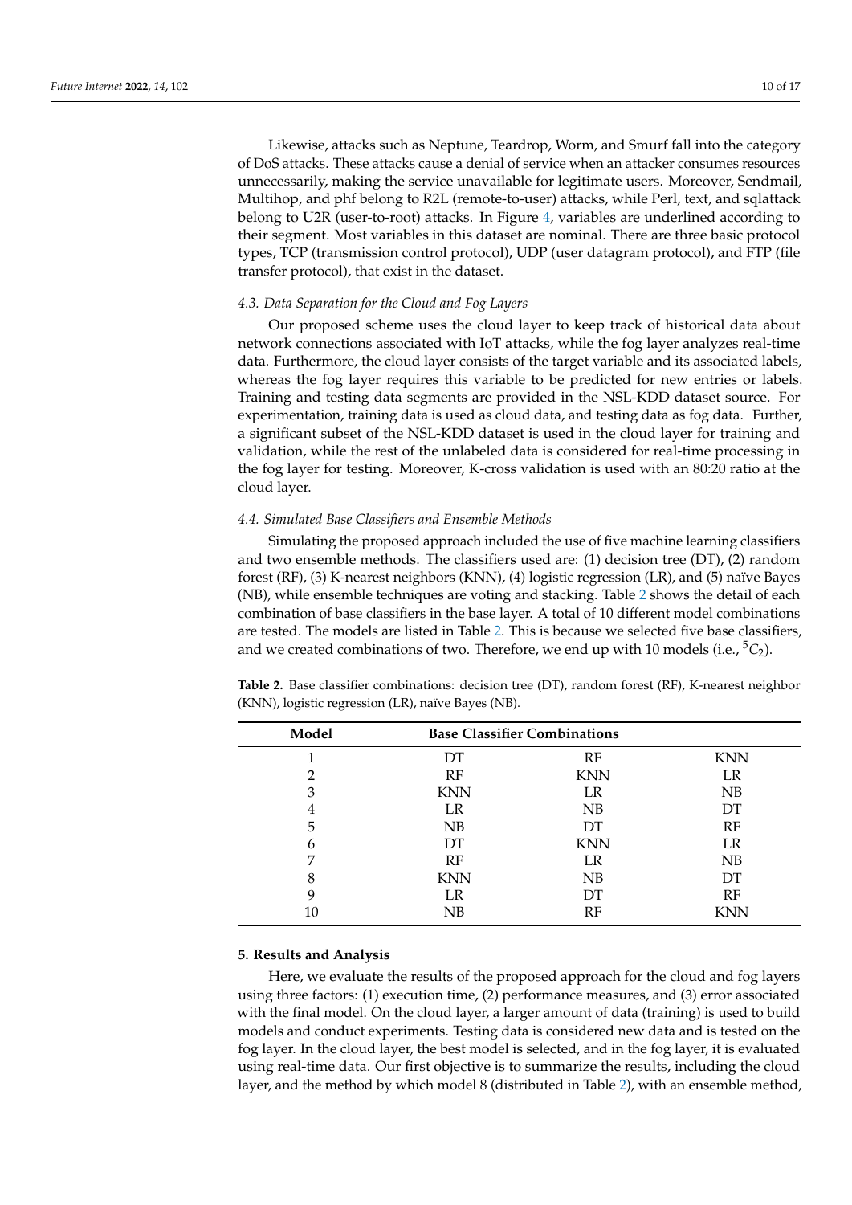Likewise, attacks such as Neptune, Teardrop, Worm, and Smurf fall into the category of DoS attacks. These attacks cause a denial of service when an attacker consumes resources unnecessarily, making the service unavailable for legitimate users. Moreover, Sendmail, Multihop, and phf belong to R2L (remote-to-user) attacks, while Perl, text, and sqlattack belong to U2R (user-to-root) attacks. In Figure 4, variables are underlined according to their segment. Most variables in this dataset are nominal. There are three basic protocol types, TCP (transmission control protocol), UDP (user datagram protocol), and FTP (file transfer protocol), that exist in the dataset.

### 4.3. Data Separation for the Cloud and Fog Layers

Our proposed scheme uses the cloud layer to keep track of historical data about network connections associated with IoT attacks, while the fog layer analyzes real-time data. Furthermore, the cloud layer consists of the target variable and its associated labels, whereas the fog layer requires this variable to be predicted for new entries or labels. Training and testing data segments are provided in the NSL-KDD dataset source. For experimentation, training data is used as cloud data, and testing data as fog data. Further, a significant subset of the NSL-KDD dataset is used in the cloud layer for training and validation, while the rest of the unlabeled data is considered for real-time processing in the fog layer for testing. Moreover, K-cross validation is used with an 80:20 ratio at the cloud layer.

### 4.4. Simulated Base Classifiers and Ensemble Methods

Simulating the proposed approach included the use of five machine learning classifiers and two ensemble methods. The classifiers used are: (1) decision tree (DT), (2) random forest (RF), (3) K-nearest neighbors (KNN), (4) logistic regression (LR), and (5) naïve Bayes (NB), while ensemble techniques are voting and stacking. Table 2 shows the detail of each combination of base classifiers in the base layer. A total of 10 different model combinations are tested. The models are listed in Table 2. This is because we selected five base classifiers, and we created combinations of two. Therefore, we end up with 10 models (i.e., ${}^{5}C_{2}$).

**Table 2.** Base classifier combinations: decision tree (DT), random forest (RF), K-nearest neighbor (KNN), logistic regression (LR), naïve Bayes (NB).

| Model | Base Classifier Combinations | | |
|---|---|---|---|
| 1 | DT | RF | KNN |
| 2 | RF | KNN | LR |
| 3 | KNN | LR | NB |
| 4 | LR | NB | DT |
| 5 | NB | DT | RF |
| 6 | DT | KNN | LR |
| 7 | RF | LR | NB |
| 8 | KNN | NB | DT |
| 9 | LR | DT | RF |
| 10 | NB | RF | KNN |

## 5. Results and Analysis

Here, we evaluate the results of the proposed approach for the cloud and fog layers using three factors: (1) execution time, (2) performance measures, and (3) error associated with the final model. On the cloud layer, a larger amount of data (training) is used to build models and conduct experiments. Testing data is considered new data and is tested on the fog layer. In the cloud layer, the best model is selected, and in the fog layer, it is evaluated using real-time data. Our first objective is to summarize the results, including the cloud layer, and the method by which model 8 (distributed in Table 2), with an ensemble method,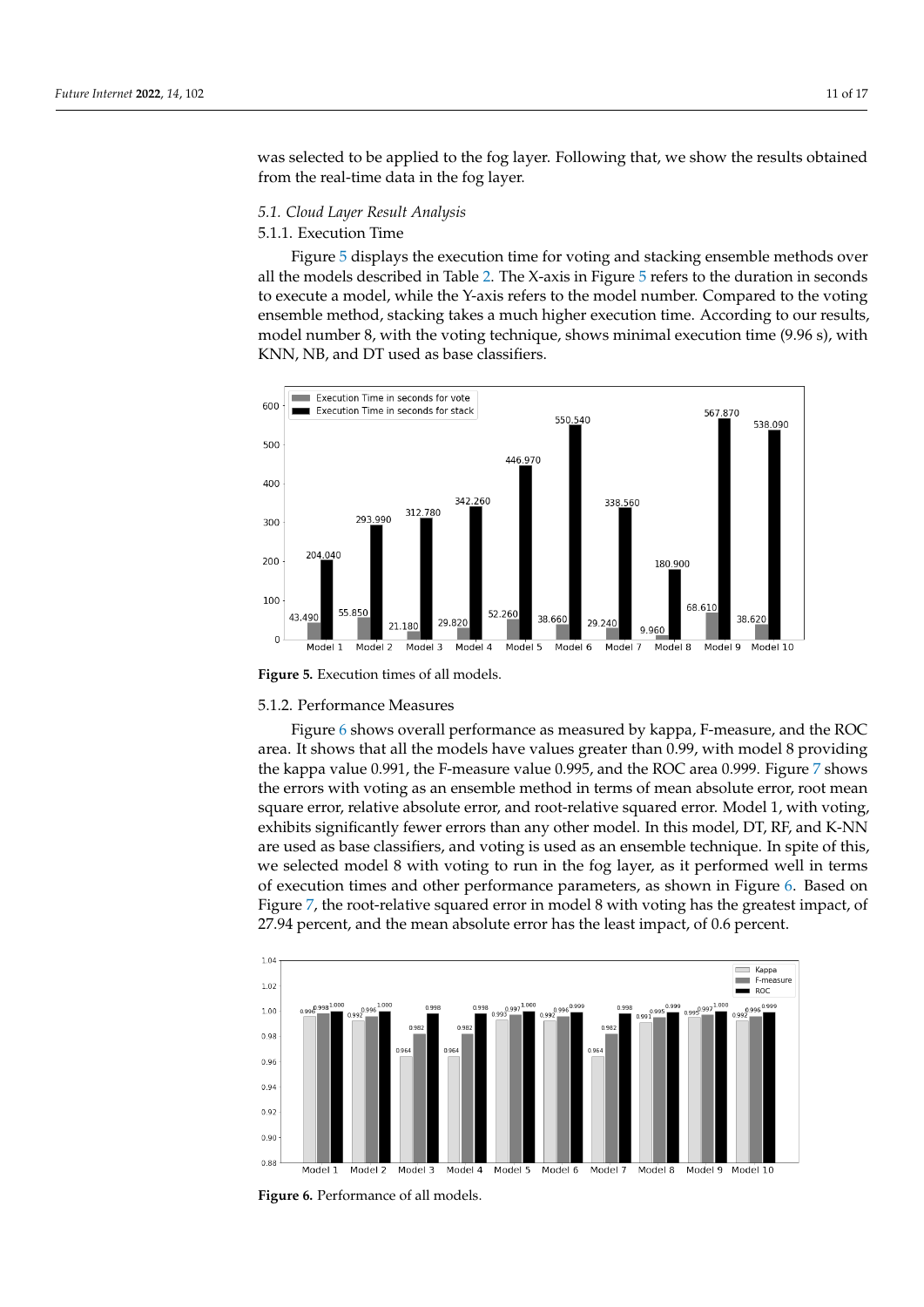was selected to be applied to the fog layer. Following that, we show the results obtained from the real-time data in the fog layer.

### *5.1. Cloud Layer Result Analysis*

#### 5.1.1. Execution Time

Figure 5 displays the execution time for voting and stacking ensemble methods over all the models described in Table 2. The X-axis in Figure 5 refers to the duration in seconds to execute a model, while the Y-axis refers to the model number. Compared to the voting ensemble method, stacking takes a much higher execution time. According to our results, model number 8, with the voting technique, shows minimal execution time (9.96 s), with KNN, NB, and DT used as base classifiers.

**Figure 5.** Execution times of all models.

#### 5.1.2. Performance Measures

Figure 6 shows overall performance as measured by kappa, F-measure, and the ROC area. It shows that all the models have values greater than 0.99, with model 8 providing the kappa value 0.991, the F-measure value 0.995, and the ROC area 0.999. Figure 7 shows the errors with voting as an ensemble method in terms of mean absolute error, root mean square error, relative absolute error, and root-relative squared error. Model 1, with voting, exhibits significantly fewer errors than any other model. In this model, DT, RF, and K-NN are used as base classifiers, and voting is used as an ensemble technique. In spite of this, we selected model 8 with voting to run in the fog layer, as it performed well in terms of execution times and other performance parameters, as shown in Figure 6. Based on Figure 7, the root-relative squared error in model 8 with voting has the greatest impact, of 27.94 percent, and the mean absolute error has the least impact, of 0.6 percent.

**Figure 6.** Performance of all models.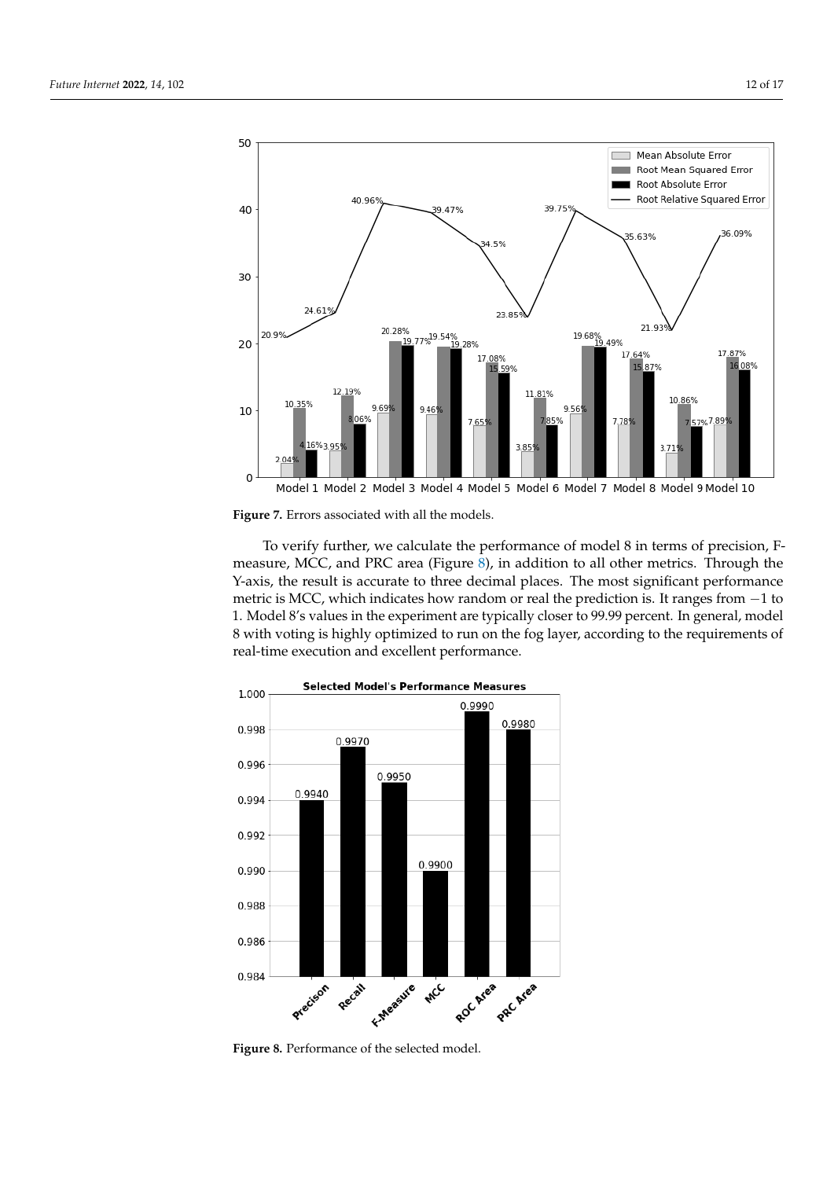Figure 7. Errors associated with all the models.

To verify further, we calculate the performance of model 8 in terms of precision, F-measure, MCC, and PRC area (Figure 8), in addition to all other metrics. Through the Y-axis, the result is accurate to three decimal places. The most significant performance metric is MCC, which indicates how random or real the prediction is. It ranges from −1 to 1. Model 8's values in the experiment are typically closer to 99.99 percent. In general, model 8 with voting is highly optimized to run on the fog layer, according to the requirements of real-time execution and excellent performance.

Figure 8. Performance of the selected model.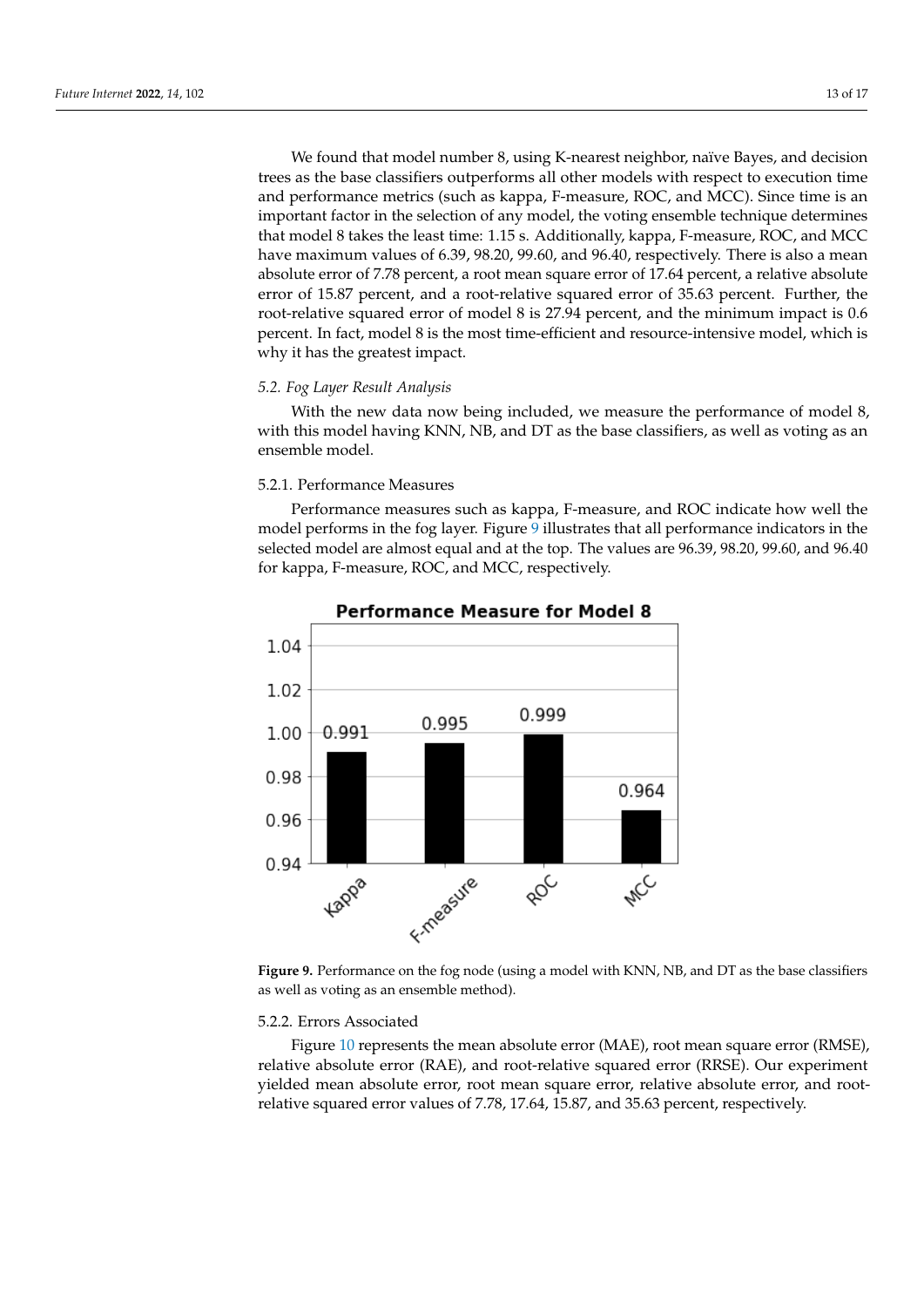We found that model number 8, using K-nearest neighbor, naïve Bayes, and decision trees as the base classifiers outperforms all other models with respect to execution time and performance metrics (such as kappa, F-measure, ROC, and MCC). Since time is an important factor in the selection of any model, the voting ensemble technique determines that model 8 takes the least time: 1.15 s. Additionally, kappa, F-measure, ROC, and MCC have maximum values of 6.39, 98.20, 99.60, and 96.40, respectively. There is also a mean absolute error of 7.78 percent, a root mean square error of 17.64 percent, a relative absolute error of 15.87 percent, and a root-relative squared error of 35.63 percent. Further, the root-relative squared error of model 8 is 27.94 percent, and the minimum impact is 0.6 percent. In fact, model 8 is the most time-efficient and resource-intensive model, which is why it has the greatest impact.

### *5.2. Fog Layer Result Analysis*

With the new data now being included, we measure the performance of model 8, with this model having KNN, NB, and DT as the base classifiers, as well as voting as an ensemble model.

#### 5.2.1. Performance Measures

Performance measures such as kappa, F-measure, and ROC indicate how well the model performs in the fog layer. Figure 9 illustrates that all performance indicators in the selected model are almost equal and at the top. The values are 96.39, 98.20, 99.60, and 96.40 for kappa, F-measure, ROC, and MCC, respectively.

**Figure 9.** Performance on the fog node (using a model with KNN, NB, and DT as the base classifiers as well as voting as an ensemble method).

#### 5.2.2. Errors Associated

Figure 10 represents the mean absolute error (MAE), root mean square error (RMSE), relative absolute error (RAE), and root-relative squared error (RRSE). Our experiment yielded mean absolute error, root mean square error, relative absolute error, and root-relative squared error values of 7.78, 17.64, 15.87, and 35.63 percent, respectively.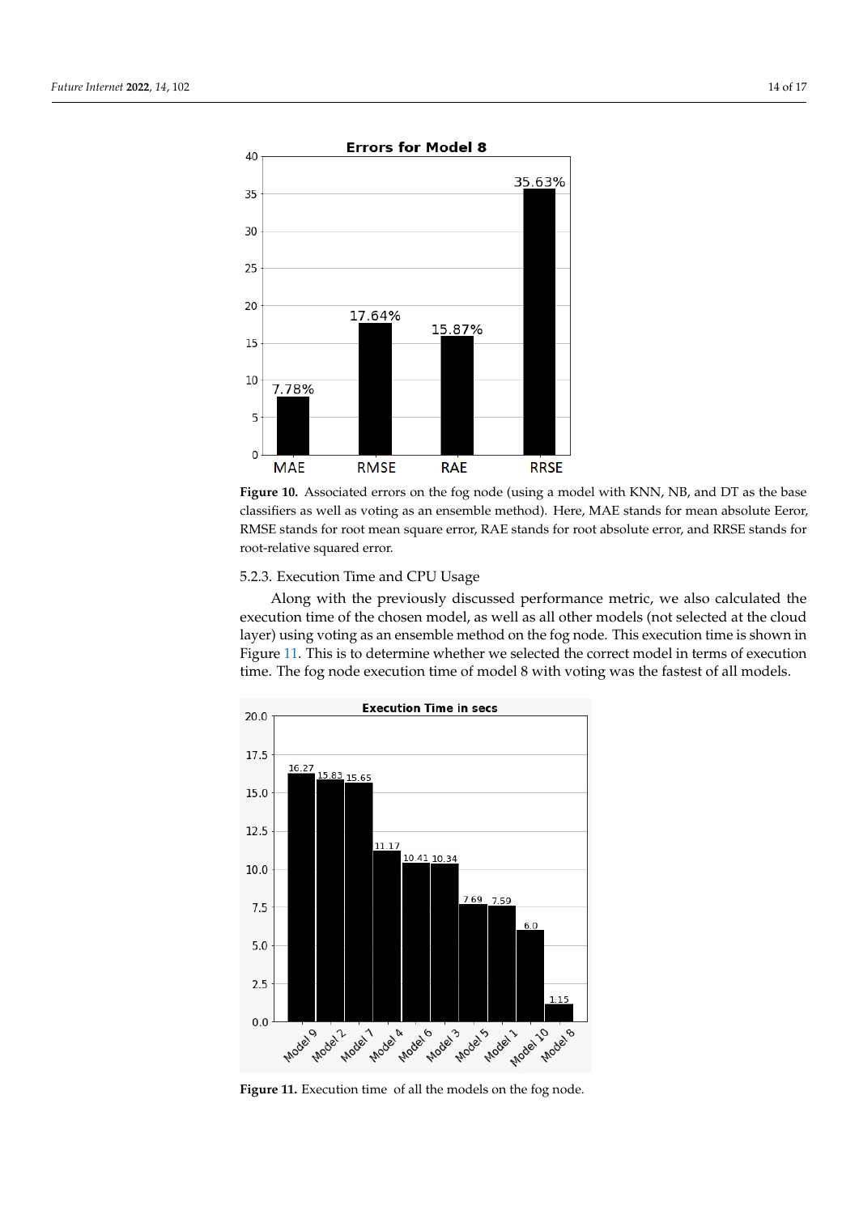**Figure 10.** Associated errors on the fog node (using a model with KNN, NB, and DT as the base classifiers as well as voting as an ensemble method). Here, MAE stands for mean absolute Eeror, RMSE stands for root mean square error, RAE stands for root absolute error, and RRSE stands for root-relative squared error.

#### 5.2.3. Execution Time and CPU Usage

Along with the previously discussed performance metric, we also calculated the execution time of the chosen model, as well as all other models (not selected at the cloud layer) using voting as an ensemble method on the fog node. This execution time is shown in Figure 11. This is to determine whether we selected the correct model in terms of execution time. The fog node execution time of model 8 with voting was the fastest of all models.

**Figure 11.** Execution time of all the models on the fog node.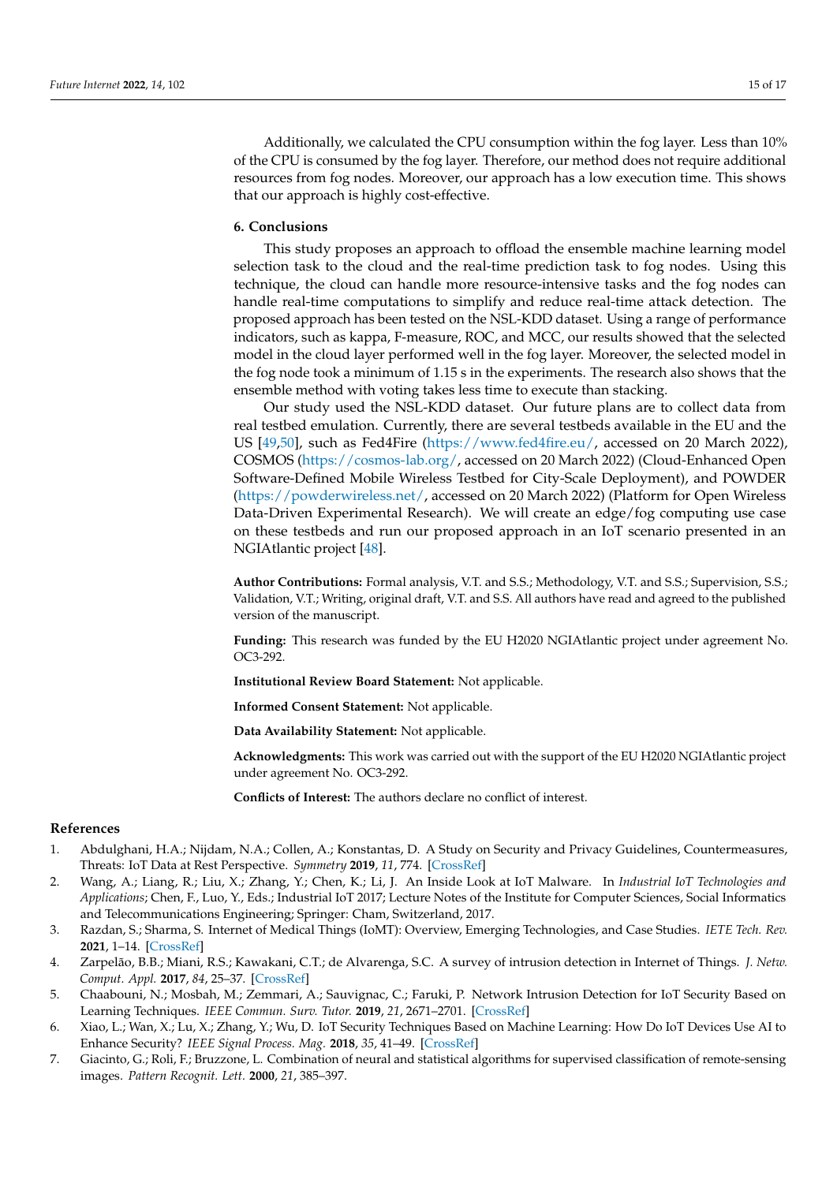Additionally, we calculated the CPU consumption within the fog layer. Less than 10% of the CPU is consumed by the fog layer. Therefore, our method does not require additional resources from fog nodes. Moreover, our approach has a low execution time. This shows that our approach is highly cost-effective.

## 6. Conclusions

This study proposes an approach to offload the ensemble machine learning model selection task to the cloud and the real-time prediction task to fog nodes. Using this technique, the cloud can handle more resource-intensive tasks and the fog nodes can handle real-time computations to simplify and reduce real-time attack detection. The proposed approach has been tested on the NSL-KDD dataset. Using a range of performance indicators, such as kappa, F-measure, ROC, and MCC, our results showed that the selected model in the cloud layer performed well in the fog layer. Moreover, the selected model in the fog node took a minimum of 1.15 s in the experiments. The research also shows that the ensemble method with voting takes less time to execute than stacking.

Our study used the NSL-KDD dataset. Our future plans are to collect data from real testbed emulation. Currently, there are several testbeds available in the EU and the US [49,50], such as Fed4Fire (https://www.fed4fire.eu/, accessed on 20 March 2022), COSMOS (https://cosmos-lab.org/, accessed on 20 March 2022) (Cloud-Enhanced Open Software-Defined Mobile Wireless Testbed for City-Scale Deployment), and POWDER (https://powderwireless.net/, accessed on 20 March 2022) (Platform for Open Wireless Data-Driven Experimental Research). We will create an edge/fog computing use case on these testbeds and run our proposed approach in an IoT scenario presented in an NGIAtlantic project [48].

**Author Contributions:** Formal analysis, V.T. and S.S.; Methodology, V.T. and S.S.; Supervision, S.S.; Validation, V.T.; Writing, original draft, V.T. and S.S. All authors have read and agreed to the published version of the manuscript.

**Funding:** This research was funded by the EU H2020 NGIAtlantic project under agreement No. OC3-292.

**Institutional Review Board Statement:** Not applicable.

**Informed Consent Statement:** Not applicable.

**Data Availability Statement:** Not applicable.

**Acknowledgments:** This work was carried out with the support of the EU H2020 NGIAtlantic project under agreement No. OC3-292.

**Conflicts of Interest:** The authors declare no conflict of interest.

## References

1. Abdulghani, H.A.; Nijdam, N.A.; Collen, A.; Konstantas, D. A Study on Security and Privacy Guidelines, Countermeasures, Threats: IoT Data at Rest Perspective. *Symmetry* **2019**, *11*, 774. [CrossRef]
2. Wang, A.; Liang, R.; Liu, X.; Zhang, Y.; Chen, K.; Li, J. An Inside Look at IoT Malware. In *Industrial IoT Technologies and Applications*; Chen, F., Luo, Y., Eds.; Industrial IoT 2017; Lecture Notes of the Institute for Computer Sciences, Social Informatics and Telecommunications Engineering; Springer: Cham, Switzerland, 2017.
3. Razdan, S.; Sharma, S. Internet of Medical Things (IoMT): Overview, Emerging Technologies, and Case Studies. *IETE Tech. Rev.* **2021**, 1–14. [CrossRef]
4. Zarpelão, B.B.; Miani, R.S.; Kawakani, C.T.; de Alvarenga, S.C. A survey of intrusion detection in Internet of Things. *J. Netw. Comput. Appl.* **2017**, *84*, 25–37. [CrossRef]
5. Chaabouni, N.; Mosbah, M.; Zemmari, A.; Sauvignac, C.; Faruki, P. Network Intrusion Detection for IoT Security Based on Learning Techniques. *IEEE Commun. Surv. Tutor.* **2019**, *21*, 2671–2701. [CrossRef]
6. Xiao, L.; Wan, X.; Lu, X.; Zhang, Y.; Wu, D. IoT Security Techniques Based on Machine Learning: How Do IoT Devices Use AI to Enhance Security? *IEEE Signal Process. Mag.* **2018**, *35*, 41–49. [CrossRef]
7. Giacinto, G.; Roli, F.; Bruzzone, L. Combination of neural and statistical algorithms for supervised classification of remote-sensing images. *Pattern Recognit. Lett.* **2000**, *21*, 385–397.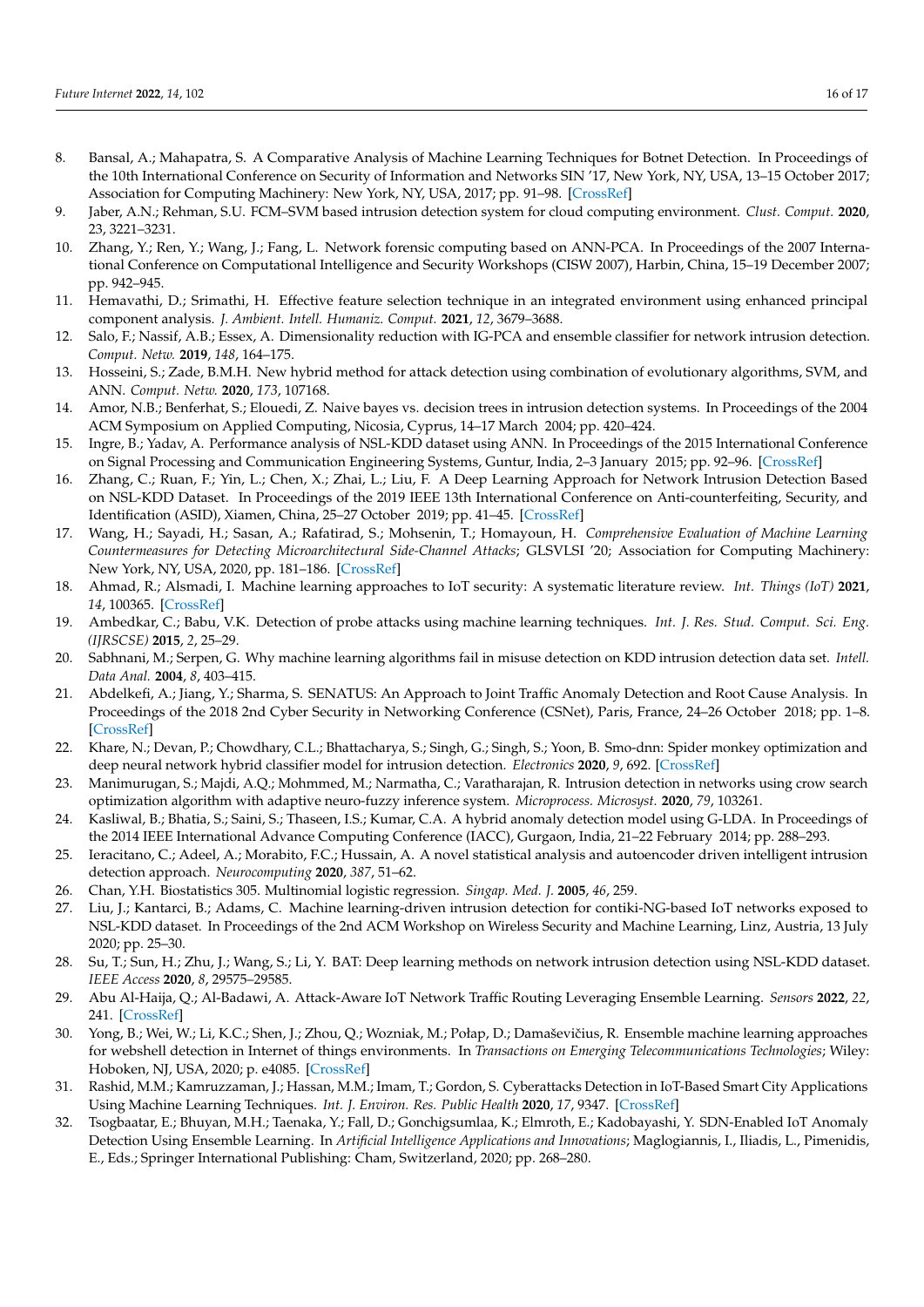8. Bansal, A.; Mahapatra, S. A Comparative Analysis of Machine Learning Techniques for Botnet Detection. In Proceedings of the 10th International Conference on Security of Information and Networks SIN '17, New York, NY, USA, 13–15 October 2017; Association for Computing Machinery: New York, NY, USA, 2017; pp. 91–98. [CrossRef]
9. Jaber, A.N.; Rehman, S.U. FCM–SVM based intrusion detection system for cloud computing environment. *Clust. Comput.* **2020**, 23, 3221–3231.
10. Zhang, Y.; Ren, Y.; Wang, J.; Fang, L. Network forensic computing based on ANN-PCA. In Proceedings of the 2007 International Conference on Computational Intelligence and Security Workshops (CISW 2007), Harbin, China, 15–19 December 2007; pp. 942–945.
11. Hemavathi, D.; Srimathi, H. Effective feature selection technique in an integrated environment using enhanced principal component analysis. *J. Ambient. Intell. Humaniz. Comput.* **2021**, *12*, 3679–3688.
12. Salo, F.; Nassif, A.B.; Essex, A. Dimensionality reduction with IG-PCA and ensemble classifier for network intrusion detection. *Comput. Netw.* **2019**, *148*, 164–175.
13. Hosseini, S.; Zade, B.M.H. New hybrid method for attack detection using combination of evolutionary algorithms, SVM, and ANN. *Comput. Netw.* **2020**, *173*, 107168.
14. Amor, N.B.; Benferhat, S.; Elouedi, Z. Naive bayes vs. decision trees in intrusion detection systems. In Proceedings of the 2004 ACM Symposium on Applied Computing, Nicosia, Cyprus, 14–17 March 2004; pp. 420–424.
15. Ingre, B.; Yadav, A. Performance analysis of NSL-KDD dataset using ANN. In Proceedings of the 2015 International Conference on Signal Processing and Communication Engineering Systems, Guntur, India, 2–3 January 2015; pp. 92–96. [CrossRef]
16. Zhang, C.; Ruan, F.; Yin, L.; Chen, X.; Zhai, L.; Liu, F. A Deep Learning Approach for Network Intrusion Detection Based on NSL-KDD Dataset. In Proceedings of the 2019 IEEE 13th International Conference on Anti-counterfeiting, Security, and Identification (ASID), Xiamen, China, 25–27 October 2019; pp. 41–45. [CrossRef]
17. Wang, H.; Sayadi, H.; Sasan, A.; Rafatirad, S.; Mohsenin, T.; Homayoun, H. *Comprehensive Evaluation of Machine Learning Countermeasures for Detecting Microarchitectural Side-Channel Attacks*; GLSVLSI '20; Association for Computing Machinery: New York, NY, USA, 2020, pp. 181–186. [CrossRef]
18. Ahmad, R.; Alsmadi, I. Machine learning approaches to IoT security: A systematic literature review. *Int. Things (IoT)* **2021**, *14*, 100365. [CrossRef]
19. Ambedkar, C.; Babu, V.K. Detection of probe attacks using machine learning techniques. *Int. J. Res. Stud. Comput. Sci. Eng. (IJRSCSE)* **2015**, *2*, 25–29.
20. Sabhnani, M.; Serpen, G. Why machine learning algorithms fail in misuse detection on KDD intrusion detection data set. *Intell. Data Anal.* **2004**, *8*, 403–415.
21. Abdelkefi, A.; Jiang, Y.; Sharma, S. SENATUS: An Approach to Joint Traffic Anomaly Detection and Root Cause Analysis. In Proceedings of the 2018 2nd Cyber Security in Networking Conference (CSNet), Paris, France, 24–26 October 2018; pp. 1–8. [CrossRef]
22. Khare, N.; Devan, P.; Chowdhary, C.L.; Bhattacharya, S.; Singh, G.; Singh, S.; Yoon, B. Smo-dnn: Spider monkey optimization and deep neural network hybrid classifier model for intrusion detection. *Electronics* **2020**, *9*, 692. [CrossRef]
23. Manimurugan, S.; Majdi, A.Q.; Mohmmed, M.; Narmatha, C.; Varatharajan, R. Intrusion detection in networks using crow search optimization algorithm with adaptive neuro-fuzzy inference system. *Microprocess. Microsyst.* **2020**, *79*, 103261.
24. Kasliwal, B.; Bhatia, S.; Saini, S.; Thaseen, I.S.; Kumar, C.A. A hybrid anomaly detection model using G-LDA. In Proceedings of the 2014 IEEE International Advance Computing Conference (IACC), Gurgaon, India, 21–22 February 2014; pp. 288–293.
25. Ieracitano, C.; Adeel, A.; Morabito, F.C.; Hussain, A. A novel statistical analysis and autoencoder driven intelligent intrusion detection approach. *Neurocomputing* **2020**, *387*, 51–62.
26. Chan, Y.H. Biostatistics 305. Multinomial logistic regression. *Singap. Med. J.* **2005**, *46*, 259.
27. Liu, J.; Kantarci, B.; Adams, C. Machine learning-driven intrusion detection for contiki-NG-based IoT networks exposed to NSL-KDD dataset. In Proceedings of the 2nd ACM Workshop on Wireless Security and Machine Learning, Linz, Austria, 13 July 2020; pp. 25–30.
28. Su, T.; Sun, H.; Zhu, J.; Wang, S.; Li, Y. BAT: Deep learning methods on network intrusion detection using NSL-KDD dataset. *IEEE Access* **2020**, *8*, 29575–29585.
29. Abu Al-Haija, Q.; Al-Badawi, A. Attack-Aware IoT Network Traffic Routing Leveraging Ensemble Learning. *Sensors* **2022**, *22*, 241. [CrossRef]
30. Yong, B.; Wei, W.; Li, K.C.; Shen, J.; Zhou, Q.; Wozniak, M.; Połap, D.; Damaševičius, R. Ensemble machine learning approaches for webshell detection in Internet of things environments. In *Transactions on Emerging Telecommunications Technologies*; Wiley: Hoboken, NJ, USA, 2020; p. e4085. [CrossRef]
31. Rashid, M.M.; Kamruzzaman, J.; Hassan, M.M.; Imam, T.; Gordon, S. Cyberattacks Detection in IoT-Based Smart City Applications Using Machine Learning Techniques. *Int. J. Environ. Res. Public Health* **2020**, *17*, 9347. [CrossRef]
32. Tsogbaatar, E.; Bhuyan, M.H.; Taenaka, Y.; Fall, D.; Gonchigsumlaa, K.; Elmroth, E.; Kadobayashi, Y. SDN-Enabled IoT Anomaly Detection Using Ensemble Learning. In *Artificial Intelligence Applications and Innovations*; Maglogiannis, I., Iliadis, L., Pimenidis, E., Eds.; Springer International Publishing: Cham, Switzerland, 2020; pp. 268–280.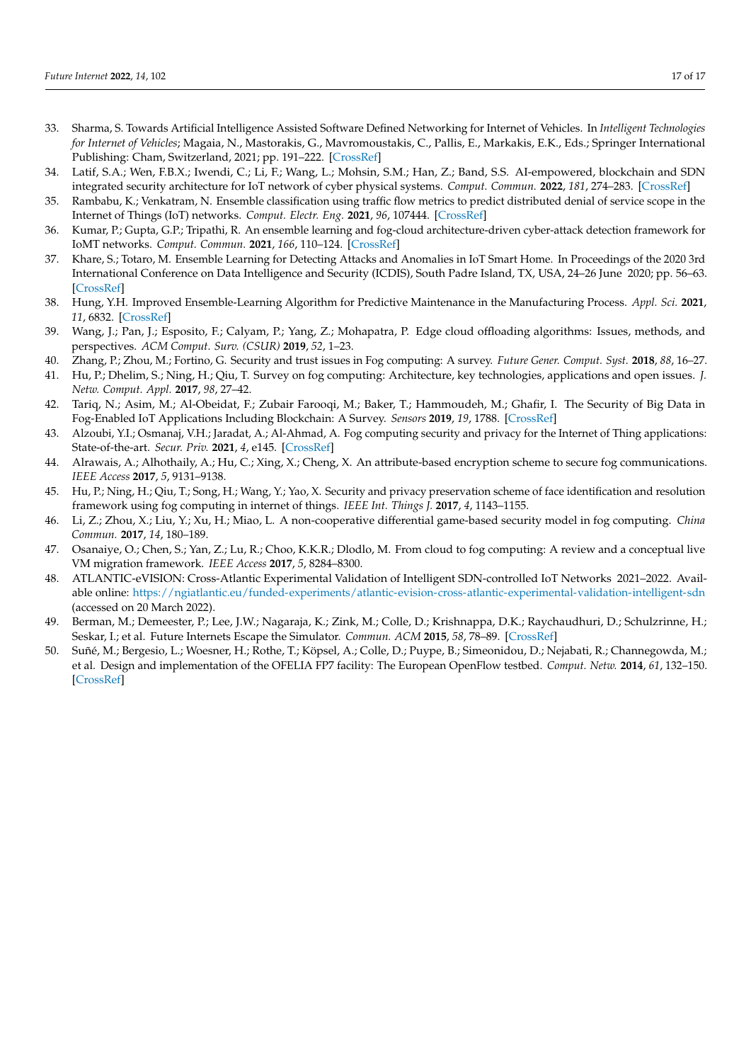33. Sharma, S. Towards Artificial Intelligence Assisted Software Defined Networking for Internet of Vehicles. In *Intelligent Technologies for Internet of Vehicles*; Magaia, N., Mastorakis, G., Mavromoustakis, C., Pallis, E., Markakis, E.K., Eds.; Springer International Publishing: Cham, Switzerland, 2021; pp. 191–222. [CrossRef]
34. Latif, S.A.; Wen, F.B.X.; Iwendi, C.; Li, F.; Wang, L.; Mohsin, S.M.; Han, Z.; Band, S.S. AI-empowered, blockchain and SDN integrated security architecture for IoT network of cyber physical systems. *Comput. Commun.* **2022**, *181*, 274–283. [CrossRef]
35. Rambabu, K.; Venkatram, N. Ensemble classification using traffic flow metrics to predict distributed denial of service scope in the Internet of Things (IoT) networks. *Comput. Electr. Eng.* **2021**, *96*, 107444. [CrossRef]
36. Kumar, P.; Gupta, G.P.; Tripathi, R. An ensemble learning and fog-cloud architecture-driven cyber-attack detection framework for IoMT networks. *Comput. Commun.* **2021**, *166*, 110–124. [CrossRef]
37. Khare, S.; Totaro, M. Ensemble Learning for Detecting Attacks and Anomalies in IoT Smart Home. In Proceedings of the 2020 3rd International Conference on Data Intelligence and Security (ICDIS), South Padre Island, TX, USA, 24–26 June 2020; pp. 56–63. [CrossRef]
38. Hung, Y.H. Improved Ensemble-Learning Algorithm for Predictive Maintenance in the Manufacturing Process. *Appl. Sci.* **2021**, *11*, 6832. [CrossRef]
39. Wang, J.; Pan, J.; Esposito, F.; Calyam, P.; Yang, Z.; Mohapatra, P. Edge cloud offloading algorithms: Issues, methods, and perspectives. *ACM Comput. Surv. (CSUR)* **2019**, *52*, 1–23.
40. Zhang, P.; Zhou, M.; Fortino, G. Security and trust issues in Fog computing: A survey. *Future Gener. Comput. Syst.* **2018**, *88*, 16–27.
41. Hu, P.; Dhelim, S.; Ning, H.; Qiu, T. Survey on fog computing: Architecture, key technologies, applications and open issues. *J. Netw. Comput. Appl.* **2017**, *98*, 27–42.
42. Tariq, N.; Asim, M.; Al-Obeidat, F.; Zubair Farooqi, M.; Baker, T.; Hammoudeh, M.; Ghafir, I. The Security of Big Data in Fog-Enabled IoT Applications Including Blockchain: A Survey. *Sensors* **2019**, *19*, 1788. [CrossRef]
43. Alzoubi, Y.I.; Osmanaj, V.H.; Jaradat, A.; Al-Ahmad, A. Fog computing security and privacy for the Internet of Thing applications: State-of-the-art. *Secur. Priv.* **2021**, *4*, e145. [CrossRef]
44. Alrawais, A.; Alhothaily, A.; Hu, C.; Xing, X.; Cheng, X. An attribute-based encryption scheme to secure fog communications. *IEEE Access* **2017**, *5*, 9131–9138.
45. Hu, P.; Ning, H.; Qiu, T.; Song, H.; Wang, Y.; Yao, X. Security and privacy preservation scheme of face identification and resolution framework using fog computing in internet of things. *IEEE Int. Things J.* **2017**, *4*, 1143–1155.
46. Li, Z.; Zhou, X.; Liu, Y.; Xu, H.; Miao, L. A non-cooperative differential game-based security model in fog computing. *China Commun.* **2017**, *14*, 180–189.
47. Osanaiye, O.; Chen, S.; Yan, Z.; Lu, R.; Choo, K.K.R.; Dlodlo, M. From cloud to fog computing: A review and a conceptual live VM migration framework. *IEEE Access* **2017**, *5*, 8284–8300.
48. ATLANTIC-eVISION: Cross-Atlantic Experimental Validation of Intelligent SDN-controlled IoT Networks 2021–2022. Available online: https://ngiatlantic.eu/funded-experiments/atlantic-evision-cross-atlantic-experimental-validation-intelligent-sdn (accessed on 20 March 2022).
49. Berman, M.; Demeester, P.; Lee, J.W.; Nagaraja, K.; Zink, M.; Colle, D.; Krishnappa, D.K.; Raychaudhuri, D.; Schulzrinne, H.; Seskar, I.; et al. Future Internets Escape the Simulator. *Commun. ACM* **2015**, *58*, 78–89. [CrossRef]
50. Suñé, M.; Bergesio, L.; Woesner, H.; Rothe, T.; Köpsel, A.; Colle, D.; Puype, B.; Simeonidou, D.; Nejabati, R.; Channegowda, M.; et al. Design and implementation of the OFELIA FP7 facility: The European OpenFlow testbed. *Comput. Netw.* **2014**, *61*, 132–150. [CrossRef]